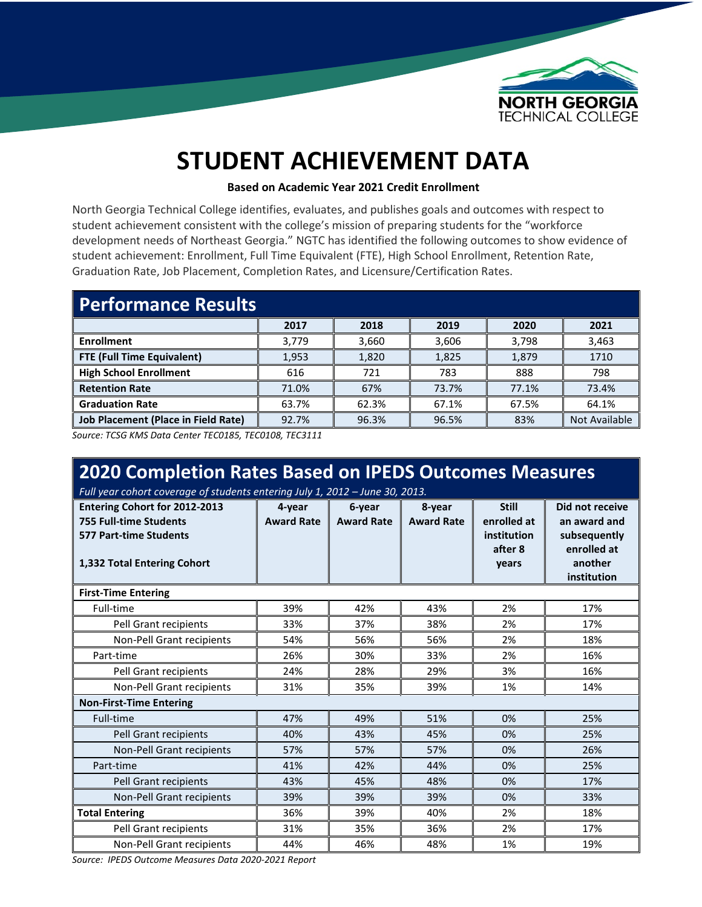NORTH GEORGIA TECHNICAL COLLEGE

# STUDENT ACHIEVEMENT DATA

**Based on Academic Year 2021 Credit Enrollment**

North Georgia Technical College identifies, evaluates, and publishes goals and outcomes with respect to student achievement consistent with the college's mission of preparing students for the "workforce development needs of Northeast Georgia." NGTC has identified the following outcomes to show evidence of student achievement: Enrollment, Full Time Equivalent (FTE), High School Enrollment, Retention Rate, Graduation Rate, Job Placement, Completion Rates, and Licensure/Certification Rates.

## Performance Results

| | 2017 | 2018 | 2019 | 2020 | 2021 |
|---|---|---|---|---|---|
| **Enrollment** | 3,779 | 3,660 | 3,606 | 3,798 | 3,463 |
| **FTE (Full Time Equivalent)** | 1,953 | 1,820 | 1,825 | 1,879 | 1710 |
| **High School Enrollment** | 616 | 721 | 783 | 888 | 798 |
| **Retention Rate** | 71.0% | 67% | 73.7% | 77.1% | 73.4% |
| **Graduation Rate** | 63.7% | 62.3% | 67.1% | 67.5% | 64.1% |
| **Job Placement (Place in Field Rate)** | 92.7% | 96.3% | 96.5% | 83% | Not Available |

*Source: TCSG KMS Data Center TEC0185, TEC0108, TEC3111*

## 2020 Completion Rates Based on IPEDS Outcomes Measures

*Full year cohort coverage of students entering July 1, 2012 – June 30, 2013.*

| **Entering Cohort for 2012-2013**<br>**755 Full-time Students**<br>**577 Part-time Students**<br><br>**1,332 Total Entering Cohort** | **4-year Award Rate** | **6-year Award Rate** | **8-year Award Rate** | **Still enrolled at institution after 8 years** | **Did not receive an award and subsequently enrolled at another institution** |
|---|---|---|---|---|---|
| **First-Time Entering** | | | | | |
| Full-time | 39% | 42% | 43% | 2% | 17% |
| Pell Grant recipients | 33% | 37% | 38% | 2% | 17% |
| Non-Pell Grant recipients | 54% | 56% | 56% | 2% | 18% |
| Part-time | 26% | 30% | 33% | 2% | 16% |
| Pell Grant recipients | 24% | 28% | 29% | 3% | 16% |
| Non-Pell Grant recipients | 31% | 35% | 39% | 1% | 14% |
| **Non-First-Time Entering** | | | | | |
| Full-time | 47% | 49% | 51% | 0% | 25% |
| Pell Grant recipients | 40% | 43% | 45% | 0% | 25% |
| Non-Pell Grant recipients | 57% | 57% | 57% | 0% | 26% |
| Part-time | 41% | 42% | 44% | 0% | 25% |
| Pell Grant recipients | 43% | 45% | 48% | 0% | 17% |
| Non-Pell Grant recipients | 39% | 39% | 39% | 0% | 33% |
| **Total Entering** | 36% | 39% | 40% | 2% | 18% |
| Pell Grant recipients | 31% | 35% | 36% | 2% | 17% |
| Non-Pell Grant recipients | 44% | 46% | 48% | 1% | 19% |

*Source: IPEDS Outcome Measures Data 2020-2021 Report*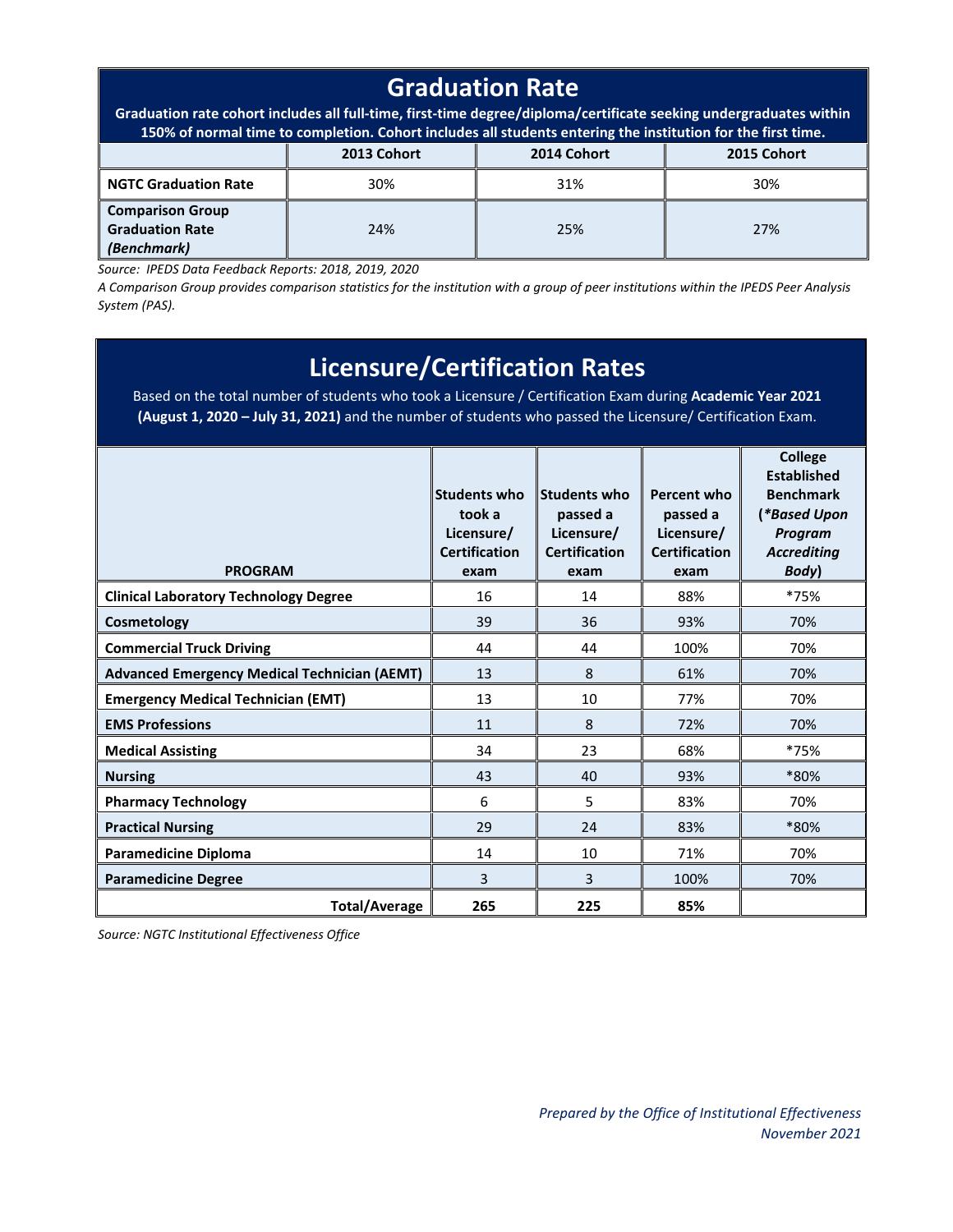## Graduation Rate

**Graduation rate cohort includes all full-time, first-time degree/diploma/certificate seeking undergraduates within 150% of normal time to completion. Cohort includes all students entering the institution for the first time.**

| | 2013 Cohort | 2014 Cohort | 2015 Cohort |
|---|---|---|---|
| **NGTC Graduation Rate** | 30% | 31% | 30% |
| **Comparison Group Graduation Rate *(Benchmark)*** | 24% | 25% | 27% |

*Source: IPEDS Data Feedback Reports: 2018, 2019, 2020*

*A Comparison Group provides comparison statistics for the institution with a group of peer institutions within the IPEDS Peer Analysis System (PAS).*

## Licensure/Certification Rates

Based on the total number of students who took a Licensure / Certification Exam during **Academic Year 2021 (August 1, 2020 – July 31, 2021)** and the number of students who passed the Licensure/ Certification Exam.

| PROGRAM | Students who took a Licensure/ Certification exam | Students who passed a Licensure/ Certification exam | Percent who passed a Licensure/ Certification exam | College Established Benchmark (*Based Upon Program Accrediting Body) |
|---|---|---|---|---|
| **Clinical Laboratory Technology Degree** | 16 | 14 | 88% | *75% |
| **Cosmetology** | 39 | 36 | 93% | 70% |
| **Commercial Truck Driving** | 44 | 44 | 100% | 70% |
| **Advanced Emergency Medical Technician (AEMT)** | 13 | 8 | 61% | 70% |
| **Emergency Medical Technician (EMT)** | 13 | 10 | 77% | 70% |
| **EMS Professions** | 11 | 8 | 72% | 70% |
| **Medical Assisting** | 34 | 23 | 68% | *75% |
| **Nursing** | 43 | 40 | 93% | *80% |
| **Pharmacy Technology** | 6 | 5 | 83% | 70% |
| **Practical Nursing** | 29 | 24 | 83% | *80% |
| **Paramedicine Diploma** | 14 | 10 | 71% | 70% |
| **Paramedicine Degree** | 3 | 3 | 100% | 70% |
| **Total/Average** | **265** | **225** | **85%** | |

*Source: NGTC Institutional Effectiveness Office*

*Prepared by the Office of Institutional Effectiveness*
*November 2021*